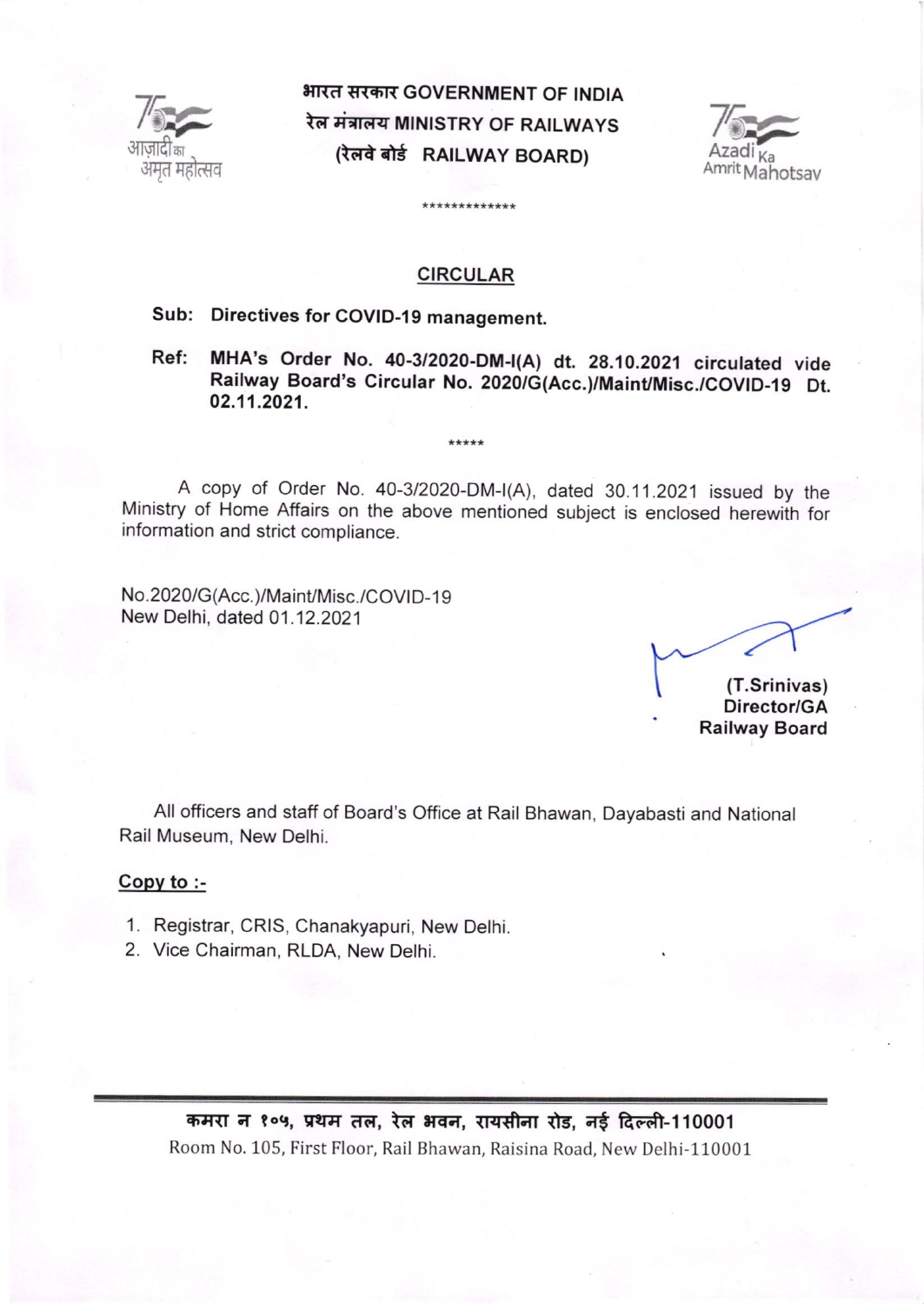भारत सरकार GOVERNMENT OF INDIA
रेल मंत्रालय MINISTRY OF RAILWAYS
(रेलवे बोर्ड RAILWAY BOARD)

*************

## CIRCULAR

**Sub: Directives for COVID-19 management.**

**Ref: MHA's Order No. 40-3/2020-DM-I(A) dt. 28.10.2021 circulated vide Railway Board's Circular No. 2020/G(Acc.)/Maint/Misc./COVID-19 Dt. 02.11.2021.**

*****

A copy of Order No. 40-3/2020-DM-I(A), dated 30.11.2021 issued by the Ministry of Home Affairs on the above mentioned subject is enclosed herewith for information and strict compliance.

No.2020/G(Acc.)/Maint/Misc./COVID-19
New Delhi, dated 01.12.2021

**(T.Srinivas)**
**Director/GA**
**Railway Board**

All officers and staff of Board's Office at Rail Bhawan, Dayabasti and National Rail Museum, New Delhi.

**Copy to :-**

1. Registrar, CRIS, Chanakyapuri, New Delhi.
2. Vice Chairman, RLDA, New Delhi.

कमरा न १०५, प्रथम तल, रेल भवन, रायसीना रोड, नई दिल्ली-110001
Room No. 105, First Floor, Rail Bhawan, Raisina Road, New Delhi-110001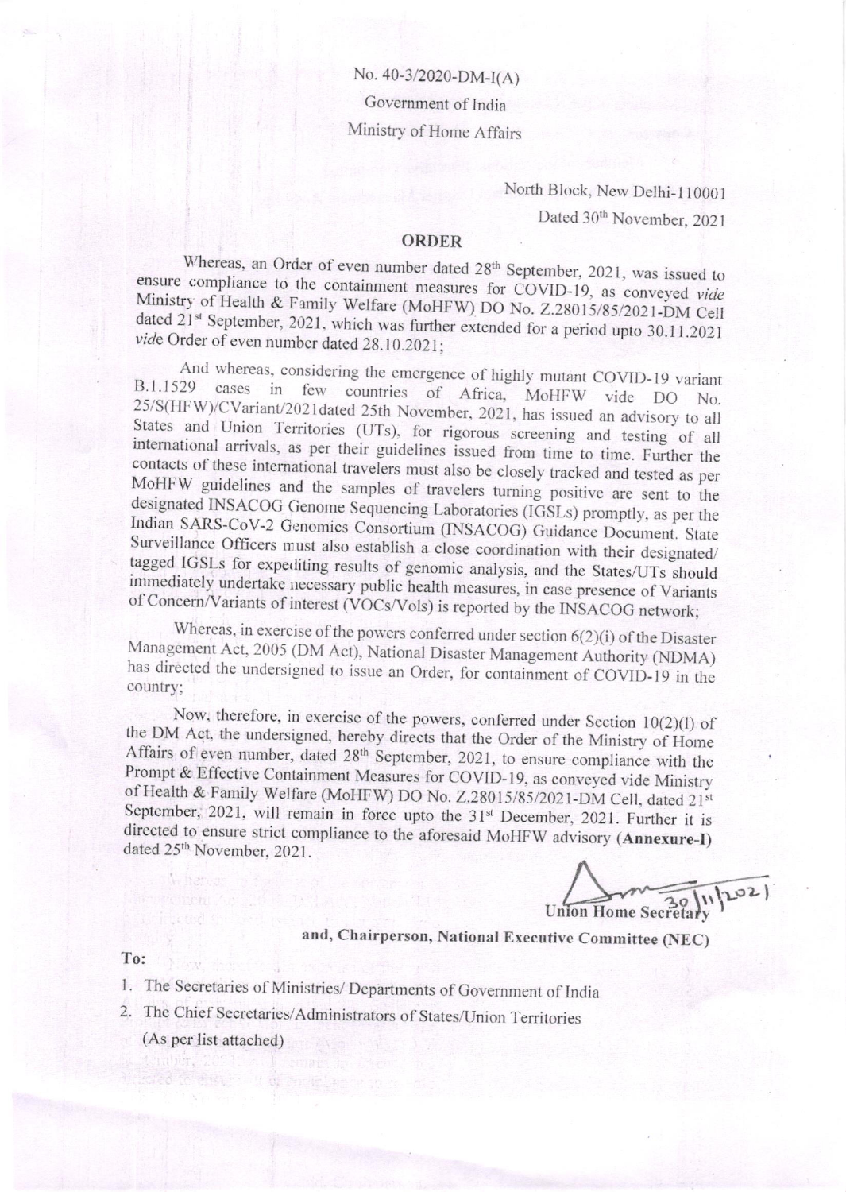No. 40-3/2020-DM-I(A)

Government of India

Ministry of Home Affairs

North Block, New Delhi-110001

Dated 30th November, 2021

## ORDER

Whereas, an Order of even number dated 28th September, 2021, was issued to ensure compliance to the containment measures for COVID-19, as conveyed *vide* Ministry of Health & Family Welfare (MoHFW) DO No. Z.28015/85/2021-DM Cell dated 21st September, 2021, which was further extended for a period upto 30.11.2021 *vide* Order of even number dated 28.10.2021;

And whereas, considering the emergence of highly mutant COVID-19 variant B.1.1529 cases in few countries of Africa, MoHFW vide DO No. 25/S(HFW)/CVariant/2021dated 25th November, 2021, has issued an advisory to all States and Union Territories (UTs), for rigorous screening and testing of all international arrivals, as per their guidelines issued from time to time. Further the contacts of these international travelers must also be closely tracked and tested as per MoHFW guidelines and the samples of travelers turning positive are sent to the designated INSACOG Genome Sequencing Laboratories (IGSLs) promptly, as per the Indian SARS-CoV-2 Genomics Consortium (INSACOG) Guidance Document. State Surveillance Officers must also establish a close coordination with their designated/ tagged IGSLs for expediting results of genomic analysis, and the States/UTs should immediately undertake necessary public health measures, in case presence of Variants of Concern/Variants of interest (VOCs/VoIs) is reported by the INSACOG network;

Whereas, in exercise of the powers conferred under section 6(2)(i) of the Disaster Management Act, 2005 (DM Act), National Disaster Management Authority (NDMA) has directed the undersigned to issue an Order, for containment of COVID-19 in the country;

Now, therefore, in exercise of the powers, conferred under Section 10(2)(l) of the DM Act, the undersigned, hereby directs that the Order of the Ministry of Home Affairs of even number, dated 28th September, 2021, to ensure compliance with the Prompt & Effective Containment Measures for COVID-19, as conveyed vide Ministry of Health & Family Welfare (MoHFW) DO No. Z.28015/85/2021-DM Cell, dated 21st September, 2021, will remain in force upto the 31st December, 2021. Further it is directed to ensure strict compliance to the aforesaid MoHFW advisory (**Annexure-I**) dated 25th November, 2021.

30/11/2021

Union Home Secretary

**and, Chairperson, National Executive Committee (NEC)**

To:

1. The Secretaries of Ministries/ Departments of Government of India
2. The Chief Secretaries/Administrators of States/Union Territories

   (As per list attached)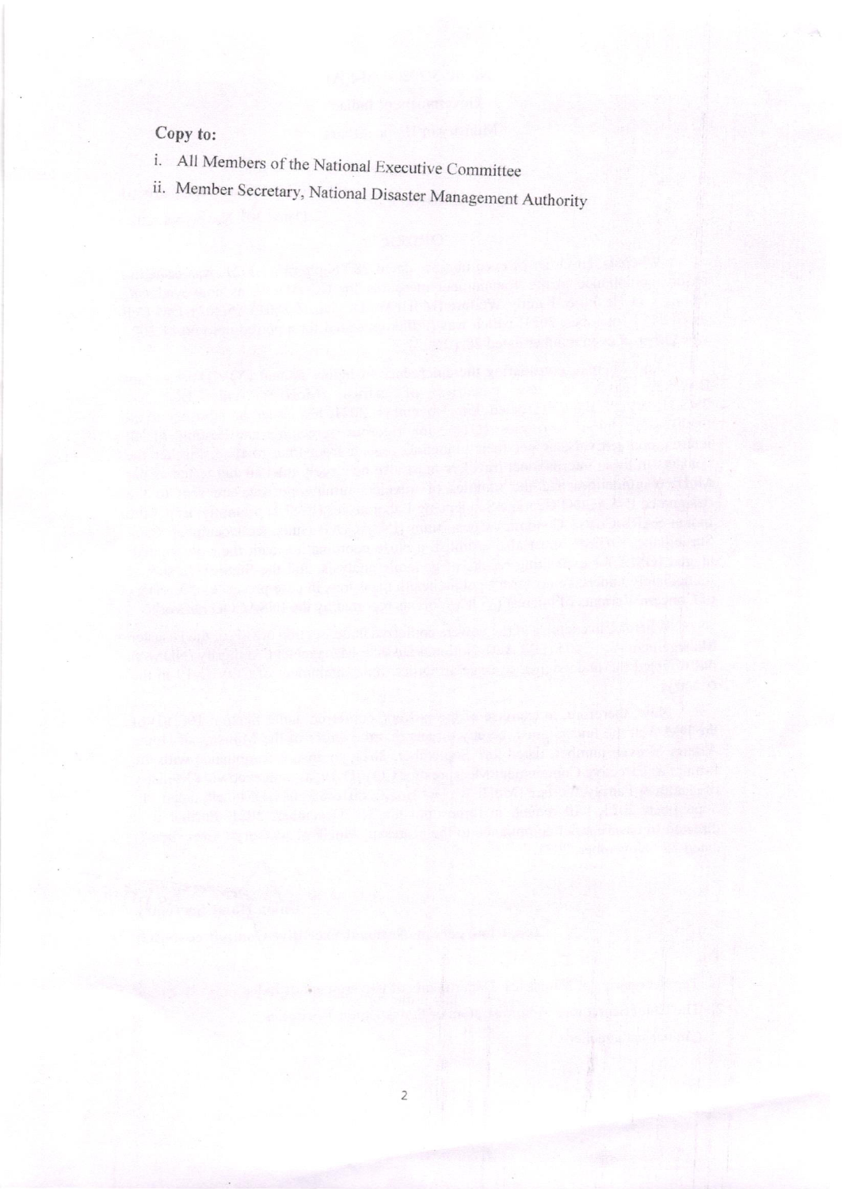**Copy to:**

i. All Members of the National Executive Committee

ii. Member Secretary, National Disaster Management Authority